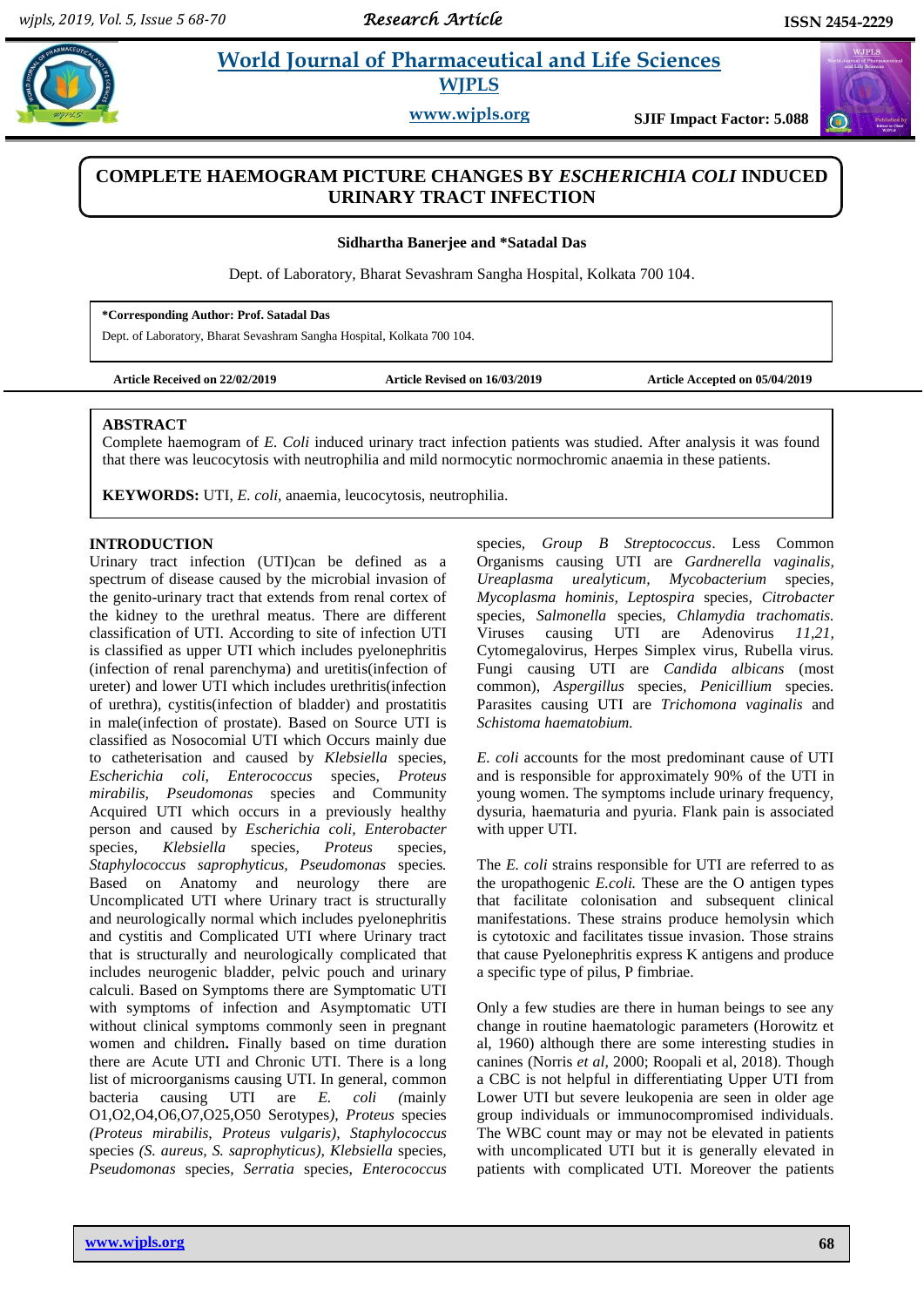# COMPLETE HAEMOGRAM PICTURE CHANGES BY *ESCHERICHIA COLI* INDUCED URINARY TRACT INFECTION

**Sidhartha Banerjee and *Satadal Das**

Dept. of Laboratory, Bharat Sevashram Sangha Hospital, Kolkata 700 104.

***Corresponding Author: Prof. Satadal Das**

Dept. of Laboratory, Bharat Sevashram Sangha Hospital, Kolkata 700 104.

**Article Received on 22/02/2019** **Article Revised on 16/03/2019** **Article Accepted on 05/04/2019**

## ABSTRACT

Complete haemogram of *E. Coli* induced urinary tract infection patients was studied. After analysis it was found that there was leucocytosis with neutrophilia and mild normocytic normochromic anaemia in these patients.

**KEYWORDS:** UTI, *E. coli*, anaemia, leucocytosis, neutrophilia.

## INTRODUCTION

Urinary tract infection (UTI)can be defined as a spectrum of disease caused by the microbial invasion of the genito-urinary tract that extends from renal cortex of the kidney to the urethral meatus. There are different classification of UTI. According to site of infection UTI is classified as upper UTI which includes pyelonephritis (infection of renal parenchyma) and uretitis(infection of ureter) and lower UTI which includes urethritis(infection of urethra), cystitis(infection of bladder) and prostatitis in male(infection of prostate). Based on Source UTI is classified as Nosocomial UTI which Occurs mainly due to catheterisation and caused by *Klebsiella* species, *Escherichia coli*, *Enterococcus* species, *Proteus mirabilis*, *Pseudomonas* species and Community Acquired UTI which occurs in a previously healthy person and caused by *Escherichia coli*, *Enterobacter* species, *Klebsiella* species, *Proteus* species, *Staphylococcus saprophyticus*, *Pseudomonas* species. Based on Anatomy and neurology there are Uncomplicated UTI where Urinary tract is structurally and neurologically normal which includes pyelonephritis and cystitis and Complicated UTI where Urinary tract that is structurally and neurologically complicated that includes neurogenic bladder, pelvic pouch and urinary calculi. Based on Symptoms there are Symptomatic UTI with symptoms of infection and Asymptomatic UTI without clinical symptoms commonly seen in pregnant women and children**.** Finally based on time duration there are Acute UTI and Chronic UTI. There is a long list of microorganisms causing UTI. In general, common bacteria causing UTI are *E. coli (*mainly O1,O2,O4,O6,O7,O25,O50 Serotypes), *Proteus* species *(Proteus mirabilis, Proteus vulgaris), Staphylococcus* species *(S. aureus, S. saprophyticus), Klebsiella* species, *Pseudomonas* species, *Serratia* species, *Enterococcus* species, *Group B Streptococcus*. Less Common Organisms causing UTI are *Gardnerella vaginalis, Ureaplasma urealyticum, Mycobacterium* species, *Mycoplasma hominis, Leptospira* species, *Citrobacter* species, *Salmonella* species, *Chlamydia trachomatis.* Viruses causing UTI are Adenovirus *11,21,* Cytomegalovirus, Herpes Simplex virus, Rubella virus*.* Fungi causing UTI are *Candida albicans* (most common), *Aspergillus* species, *Penicillium* species. Parasites causing UTI are *Trichomona vaginalis* and *Schistoma haematobium.*

*E. coli* accounts for the most predominant cause of UTI and is responsible for approximately 90% of the UTI in young women. The symptoms include urinary frequency, dysuria, haematuria and pyuria. Flank pain is associated with upper UTI.

The *E. coli* strains responsible for UTI are referred to as the uropathogenic *E.coli.* These are the O antigen types that facilitate colonisation and subsequent clinical manifestations. These strains produce hemolysin which is cytotoxic and facilitates tissue invasion. Those strains that cause Pyelonephritis express K antigens and produce a specific type of pilus, P fimbriae.

Only a few studies are there in human beings to see any change in routine haematologic parameters (Horowitz et al, 1960) although there are some interesting studies in canines (Norris *et al*, 2000; Roopali et al, 2018). Though a CBC is not helpful in differentiating Upper UTI from Lower UTI but severe leukopenia are seen in older age group individuals or immunocompromised individuals. The WBC count may or may not be elevated in patients with uncomplicated UTI but it is generally elevated in patients with complicated UTI. Moreover the patients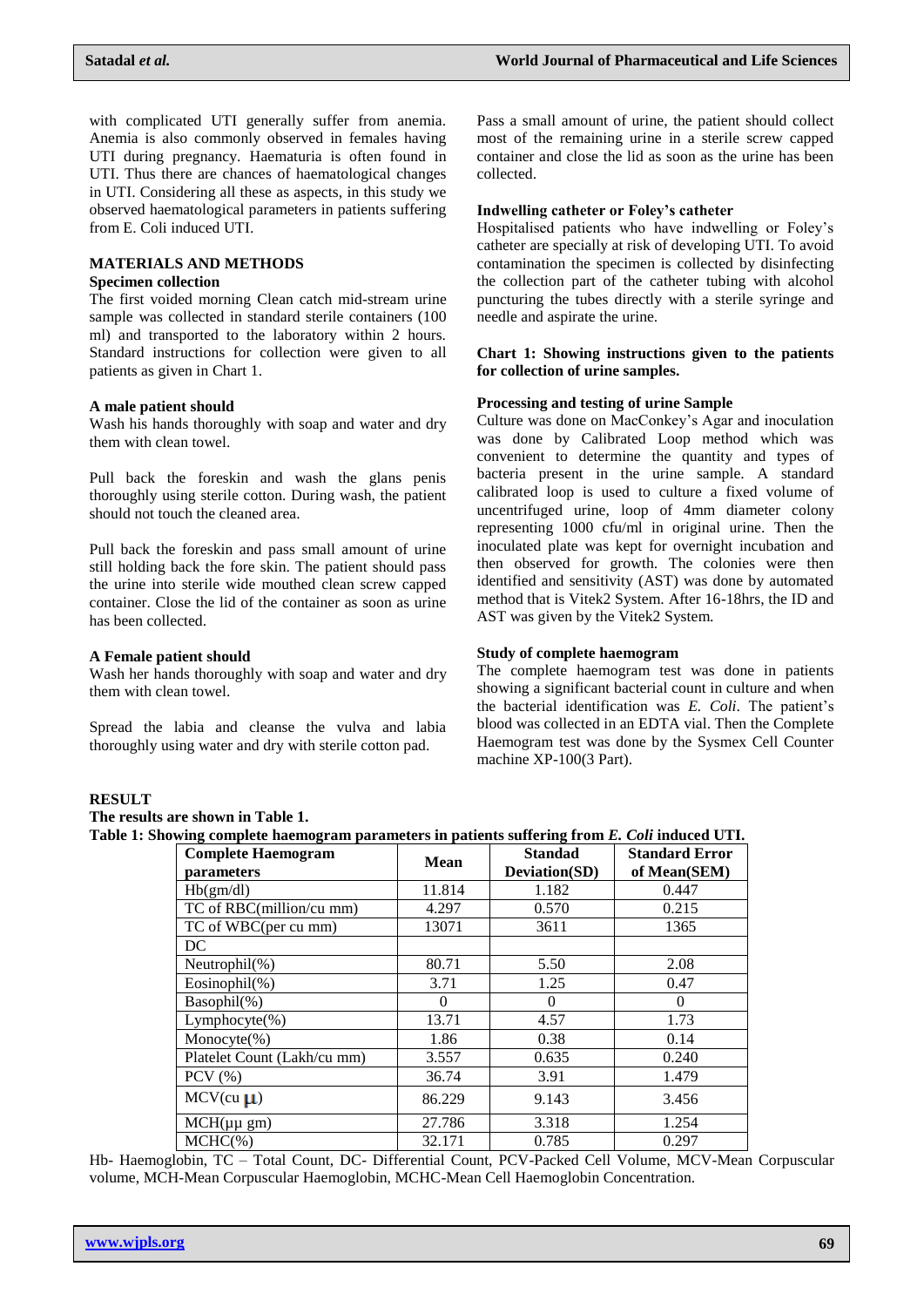with complicated UTI generally suffer from anemia. Anemia is also commonly observed in females having UTI during pregnancy. Haematuria is often found in UTI. Thus there are chances of haematological changes in UTI. Considering all these as aspects, in this study we observed haematological parameters in patients suffering from E. Coli induced UTI.

## MATERIALS AND METHODS

### Specimen collection

The first voided morning Clean catch mid-stream urine sample was collected in standard sterile containers (100 ml) and transported to the laboratory within 2 hours. Standard instructions for collection were given to all patients as given in Chart 1.

**A male patient should**

Wash his hands thoroughly with soap and water and dry them with clean towel.

Pull back the foreskin and wash the glans penis thoroughly using sterile cotton. During wash, the patient should not touch the cleaned area.

Pull back the foreskin and pass small amount of urine still holding back the fore skin. The patient should pass the urine into sterile wide mouthed clean screw capped container. Close the lid of the container as soon as urine has been collected.

**A Female patient should**

Wash her hands thoroughly with soap and water and dry them with clean towel.

Spread the labia and cleanse the vulva and labia thoroughly using water and dry with sterile cotton pad.

Pass a small amount of urine, the patient should collect most of the remaining urine in a sterile screw capped container and close the lid as soon as the urine has been collected.

**Indwelling catheter or Foley's catheter**

Hospitalised patients who have indwelling or Foley's catheter are specially at risk of developing UTI. To avoid contamination the specimen is collected by disinfecting the collection part of the catheter tubing with alcohol puncturing the tubes directly with a sterile syringe and needle and aspirate the urine.

**Chart 1: Showing instructions given to the patients for collection of urine samples.**

### Processing and testing of urine Sample

Culture was done on MacConkey's Agar and inoculation was done by Calibrated Loop method which was convenient to determine the quantity and types of bacteria present in the urine sample. A standard calibrated loop is used to culture a fixed volume of uncentrifuged urine, loop of 4mm diameter colony representing 1000 cfu/ml in original urine. Then the inoculated plate was kept for overnight incubation and then observed for growth. The colonies were then identified and sensitivity (AST) was done by automated method that is Vitek2 System. After 16-18hrs, the ID and AST was given by the Vitek2 System.

### Study of complete haemogram

The complete haemogram test was done in patients showing a significant bacterial count in culture and when the bacterial identification was *E. Coli*. The patient's blood was collected in an EDTA vial. Then the Complete Haemogram test was done by the Sysmex Cell Counter machine XP-100(3 Part).

## RESULT

**The results are shown in Table 1.**

**Table 1: Showing complete haemogram parameters in patients suffering from *E. Coli* induced UTI.**

| Complete Haemogram parameters | Mean | Standad Deviation(SD) | Standard Error of Mean(SEM) |
|---|---|---|---|
| Hb(gm/dl) | 11.814 | 1.182 | 0.447 |
| TC of RBC(million/cu mm) | 4.297 | 0.570 | 0.215 |
| TC of WBC(per cu mm) | 13071 | 3611 | 1365 |
| DC | | | |
| Neutrophil(%) | 80.71 | 5.50 | 2.08 |
| Eosinophil(%) | 3.71 | 1.25 | 0.47 |
| Basophil(%) | 0 | 0 | 0 |
| Lymphocyte(%) | 13.71 | 4.57 | 1.73 |
| Monocyte(%) | 1.86 | 0.38 | 0.14 |
| Platelet Count (Lakh/cu mm) | 3.557 | 0.635 | 0.240 |
| PCV (%) | 36.74 | 3.91 | 1.479 |
| MCV(cu µ) | 86.229 | 9.143 | 3.456 |
| MCH(µµ gm) | 27.786 | 3.318 | 1.254 |
| MCHC(%) | 32.171 | 0.785 | 0.297 |

Hb- Haemoglobin, TC – Total Count, DC- Differential Count, PCV-Packed Cell Volume, MCV-Mean Corpuscular volume, MCH-Mean Corpuscular Haemoglobin, MCHC-Mean Cell Haemoglobin Concentration.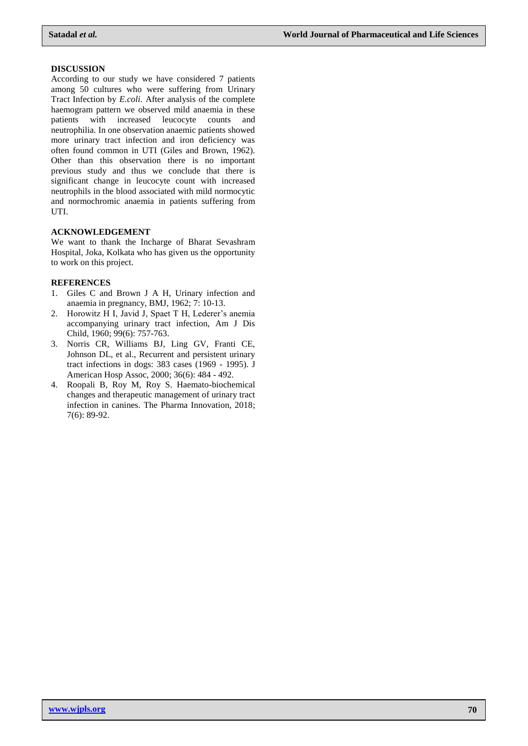## DISCUSSION

According to our study we have considered 7 patients among 50 cultures who were suffering from Urinary Tract Infection by *E.coli.* After analysis of the complete haemogram pattern we observed mild anaemia in these patients with increased leucocyte counts and neutrophilia. In one observation anaemic patients showed more urinary tract infection and iron deficiency was often found common in UTI (Giles and Brown, 1962). Other than this observation there is no important previous study and thus we conclude that there is significant change in leucocyte count with increased neutrophils in the blood associated with mild normocytic and normochromic anaemia in patients suffering from UTI.

## ACKNOWLEDGEMENT

We want to thank the Incharge of Bharat Sevashram Hospital, Joka, Kolkata who has given us the opportunity to work on this project.

## REFERENCES

1. Giles C and Brown J A H, Urinary infection and anaemia in pregnancy, BMJ, 1962; 7: 10-13.
2. Horowitz H I, Javid J, Spaet T H, Lederer's anemia accompanying urinary tract infection, Am J Dis Child, 1960; 99(6): 757-763.
3. Norris CR, Williams BJ, Ling GV, Franti CE, Johnson DL, et al., Recurrent and persistent urinary tract infections in dogs: 383 cases (1969 - 1995). J American Hosp Assoc, 2000; 36(6): 484 - 492.
4. Roopali B, Roy M, Roy S. Haemato-biochemical changes and therapeutic management of urinary tract infection in canines. The Pharma Innovation, 2018; 7(6): 89-92.